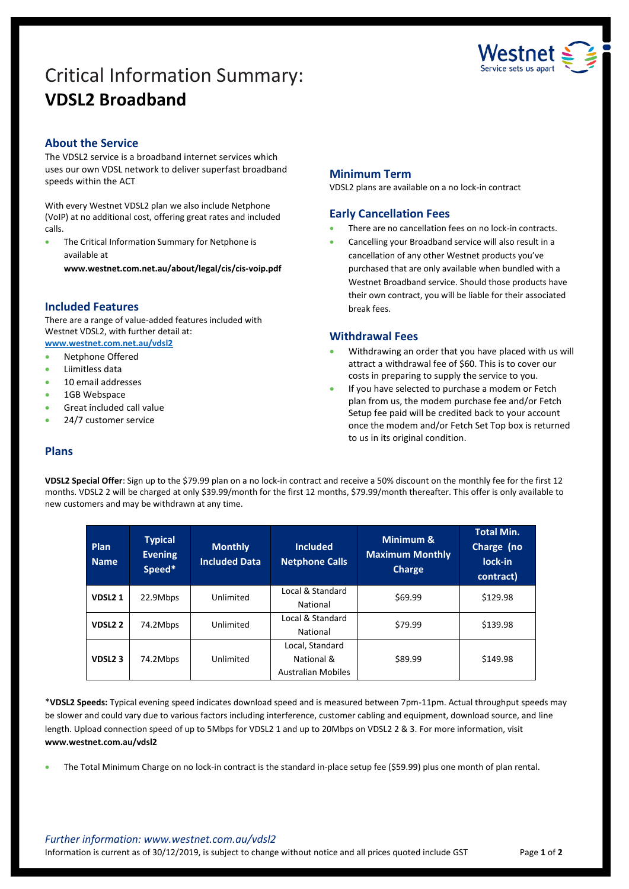# Critical Information Summary:
# **VDSL2 Broadband**

## About the Service

The VDSL2 service is a broadband internet services which uses our own VDSL network to deliver superfast broadband speeds within the ACT

With every Westnet VDSL2 plan we also include Netphone (VoIP) at no additional cost, offering great rates and included calls.

- The Critical Information Summary for Netphone is available at **www.westnet.com.net.au/about/legal/cis/cis-voip.pdf**

## Included Features

There are a range of value-added features included with Westnet VDSL2, with further detail at: **www.westnet.com.net.au/vdsl2**

- Netphone Offered
- Liimitless data
- 10 email addresses
- 1GB Webspace
- Great included call value
- 24/7 customer service

## Minimum Term

VDSL2 plans are available on a no lock-in contract

## Early Cancellation Fees

- There are no cancellation fees on no lock-in contracts.
- Cancelling your Broadband service will also result in a cancellation of any other Westnet products you've purchased that are only available when bundled with a Westnet Broadband service. Should those products have their own contract, you will be liable for their associated break fees.

## Withdrawal Fees

- Withdrawing an order that you have placed with us will attract a withdrawal fee of $60. This is to cover our costs in preparing to supply the service to you.
- If you have selected to purchase a modem or Fetch plan from us, the modem purchase fee and/or Fetch Setup fee paid will be credited back to your account once the modem and/or Fetch Set Top box is returned to us in its original condition.

## Plans

**VDSL2 Special Offer**: Sign up to the $79.99 plan on a no lock-in contract and receive a 50% discount on the monthly fee for the first 12 months. VDSL2 2 will be charged at only $39.99/month for the first 12 months, $79.99/month thereafter. This offer is only available to new customers and may be withdrawn at any time.

| Plan Name | Typical Evening Speed* | Monthly Included Data | Included Netphone Calls | Minimum & Maximum Monthly Charge | Total Min. Charge (no lock-in contract) |
|---|---|---|---|---|---|
| **VDSL2 1** | 22.9Mbps | Unlimited | Local & Standard National | $69.99 | $129.98 |
| **VDSL2 2** | 74.2Mbps | Unlimited | Local & Standard National | $79.99 | $139.98 |
| **VDSL2 3** | 74.2Mbps | Unlimited | Local, Standard National & Australian Mobiles | $89.99 | $149.98 |

***VDSL2 Speeds:** Typical evening speed indicates download speed and is measured between 7pm-11pm. Actual throughput speeds may be slower and could vary due to various factors including interference, customer cabling and equipment, download source, and line length. Upload connection speed of up to 5Mbps for VDSL2 1 and up to 20Mbps on VDSL2 2 & 3. For more information, visit **www.westnet.com.au/vdsl2**

- The Total Minimum Charge on no lock-in contract is the standard in-place setup fee ($59.99) plus one month of plan rental.

*Further information: www.westnet.com.au/vdsl2*

Information is current as of 30/12/2019, is subject to change without notice and all prices quoted include GST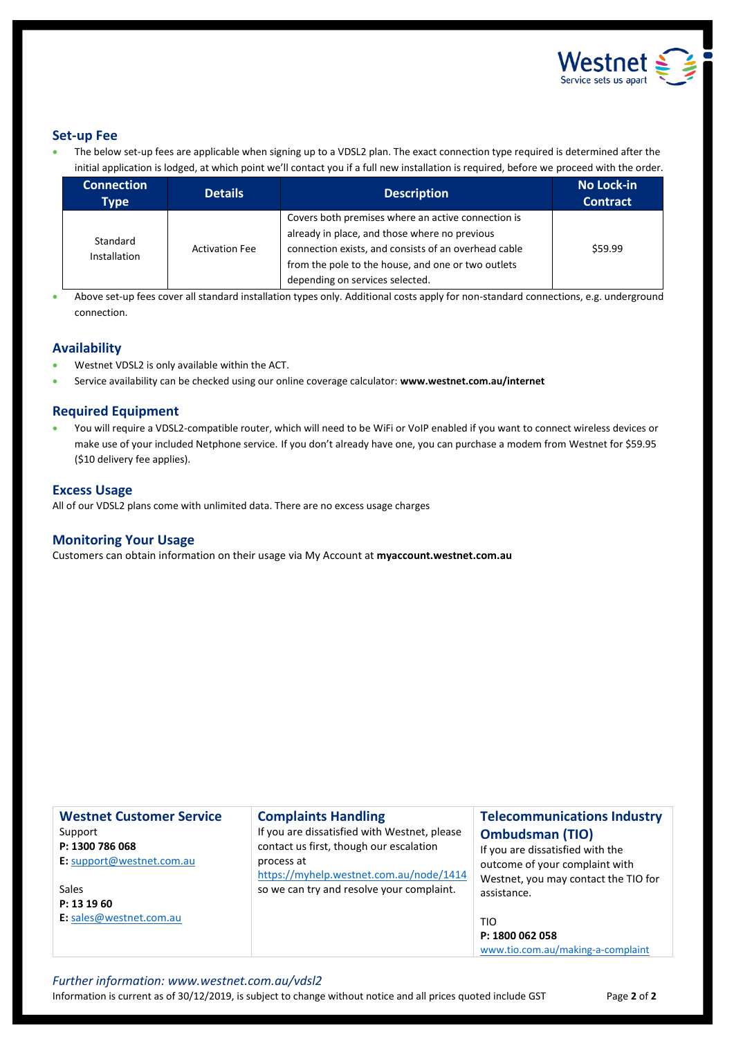## Set-up Fee

- The below set-up fees are applicable when signing up to a VDSL2 plan. The exact connection type required is determined after the initial application is lodged, at which point we'll contact you if a full new installation is required, before we proceed with the order.

| Connection Type | Details | Description | No Lock-in Contract |
|---|---|---|---|
| Standard Installation | Activation Fee | Covers both premises where an active connection is already in place, and those where no previous connection exists, and consists of an overhead cable from the pole to the house, and one or two outlets depending on services selected. | $59.99 |

- Above set-up fees cover all standard installation types only. Additional costs apply for non-standard connections, e.g. underground connection.

## Availability

- Westnet VDSL2 is only available within the ACT.
- Service availability can be checked using our online coverage calculator: **www.westnet.com.au/internet**

## Required Equipment

- You will require a VDSL2-compatible router, which will need to be WiFi or VoIP enabled if you want to connect wireless devices or make use of your included Netphone service. If you don't already have one, you can purchase a modem from Westnet for $59.95 ($10 delivery fee applies).

## Excess Usage

All of our VDSL2 plans come with unlimited data. There are no excess usage charges

## Monitoring Your Usage

Customers can obtain information on their usage via My Account at **myaccount.westnet.com.au**

### Westnet Customer Service

Support
**P: 1300 786 068**
**E:** support@westnet.com.au

Sales
**P: 13 19 60**
**E:** sales@westnet.com.au

### Complaints Handling

If you are dissatisfied with Westnet, please contact us first, though our escalation process at https://myhelp.westnet.com.au/node/1414 so we can try and resolve your complaint.

### Telecommunications Industry Ombudsman (TIO)

If you are dissatisfied with the outcome of your complaint with Westnet, you may contact the TIO for assistance.

TIO
**P: 1800 062 058**
www.tio.com.au/making-a-complaint

*Further information: www.westnet.com.au/vdsl2*

Information is current as of 30/12/2019, is subject to change without notice and all prices quoted include GST